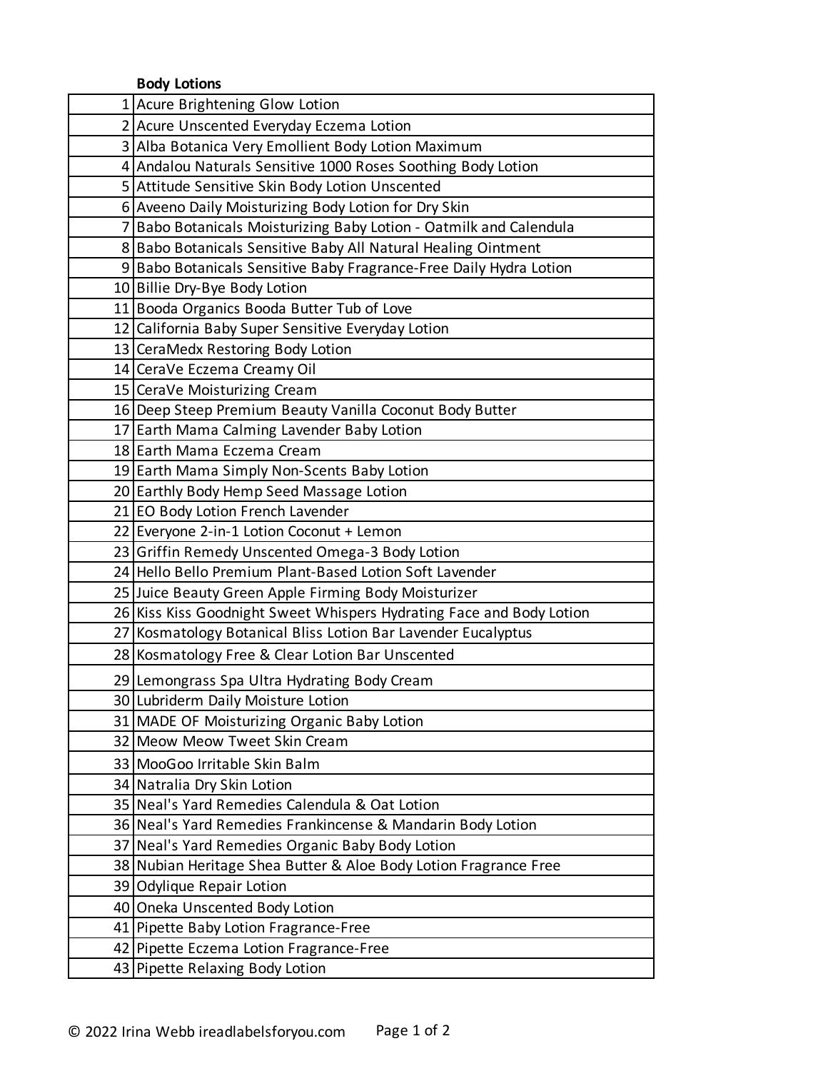**Body Lotions**

| | |
|---|---|
| 1 | Acure Brightening Glow Lotion |
| 2 | Acure Unscented Everyday Eczema Lotion |
| 3 | Alba Botanica Very Emollient Body Lotion Maximum |
| 4 | Andalou Naturals Sensitive 1000 Roses Soothing Body Lotion |
| 5 | Attitude Sensitive Skin Body Lotion Unscented |
| 6 | Aveeno Daily Moisturizing Body Lotion for Dry Skin |
| 7 | Babo Botanicals Moisturizing Baby Lotion - Oatmilk and Calendula |
| 8 | Babo Botanicals Sensitive Baby All Natural Healing Ointment |
| 9 | Babo Botanicals Sensitive Baby Fragrance-Free Daily Hydra Lotion |
| 10 | Billie Dry-Bye Body Lotion |
| 11 | Booda Organics Booda Butter Tub of Love |
| 12 | California Baby Super Sensitive Everyday Lotion |
| 13 | CeraMedx Restoring Body Lotion |
| 14 | CeraVe Eczema Creamy Oil |
| 15 | CeraVe Moisturizing Cream |
| 16 | Deep Steep Premium Beauty Vanilla Coconut Body Butter |
| 17 | Earth Mama Calming Lavender Baby Lotion |
| 18 | Earth Mama Eczema Cream |
| 19 | Earth Mama Simply Non-Scents Baby Lotion |
| 20 | Earthly Body Hemp Seed Massage Lotion |
| 21 | EO Body Lotion French Lavender |
| 22 | Everyone 2-in-1 Lotion Coconut + Lemon |
| 23 | Griffin Remedy Unscented Omega-3 Body Lotion |
| 24 | Hello Bello Premium Plant-Based Lotion Soft Lavender |
| 25 | Juice Beauty Green Apple Firming Body Moisturizer |
| 26 | Kiss Kiss Goodnight Sweet Whispers Hydrating Face and Body Lotion |
| 27 | Kosmatology Botanical Bliss Lotion Bar Lavender Eucalyptus |
| 28 | Kosmatology Free & Clear Lotion Bar Unscented |
| 29 | Lemongrass Spa Ultra Hydrating Body Cream |
| 30 | Lubriderm Daily Moisture Lotion |
| 31 | MADE OF Moisturizing Organic Baby Lotion |
| 32 | Meow Meow Tweet Skin Cream |
| 33 | MooGoo Irritable Skin Balm |
| 34 | Natralia Dry Skin Lotion |
| 35 | Neal's Yard Remedies Calendula & Oat Lotion |
| 36 | Neal's Yard Remedies Frankincense & Mandarin Body Lotion |
| 37 | Neal's Yard Remedies Organic Baby Body Lotion |
| 38 | Nubian Heritage Shea Butter & Aloe Body Lotion Fragrance Free |
| 39 | Odylique Repair Lotion |
| 40 | Oneka Unscented Body Lotion |
| 41 | Pipette Baby Lotion Fragrance-Free |
| 42 | Pipette Eczema Lotion Fragrance-Free |
| 43 | Pipette Relaxing Body Lotion |

© 2022 Irina Webb ireadlabelsforyou.com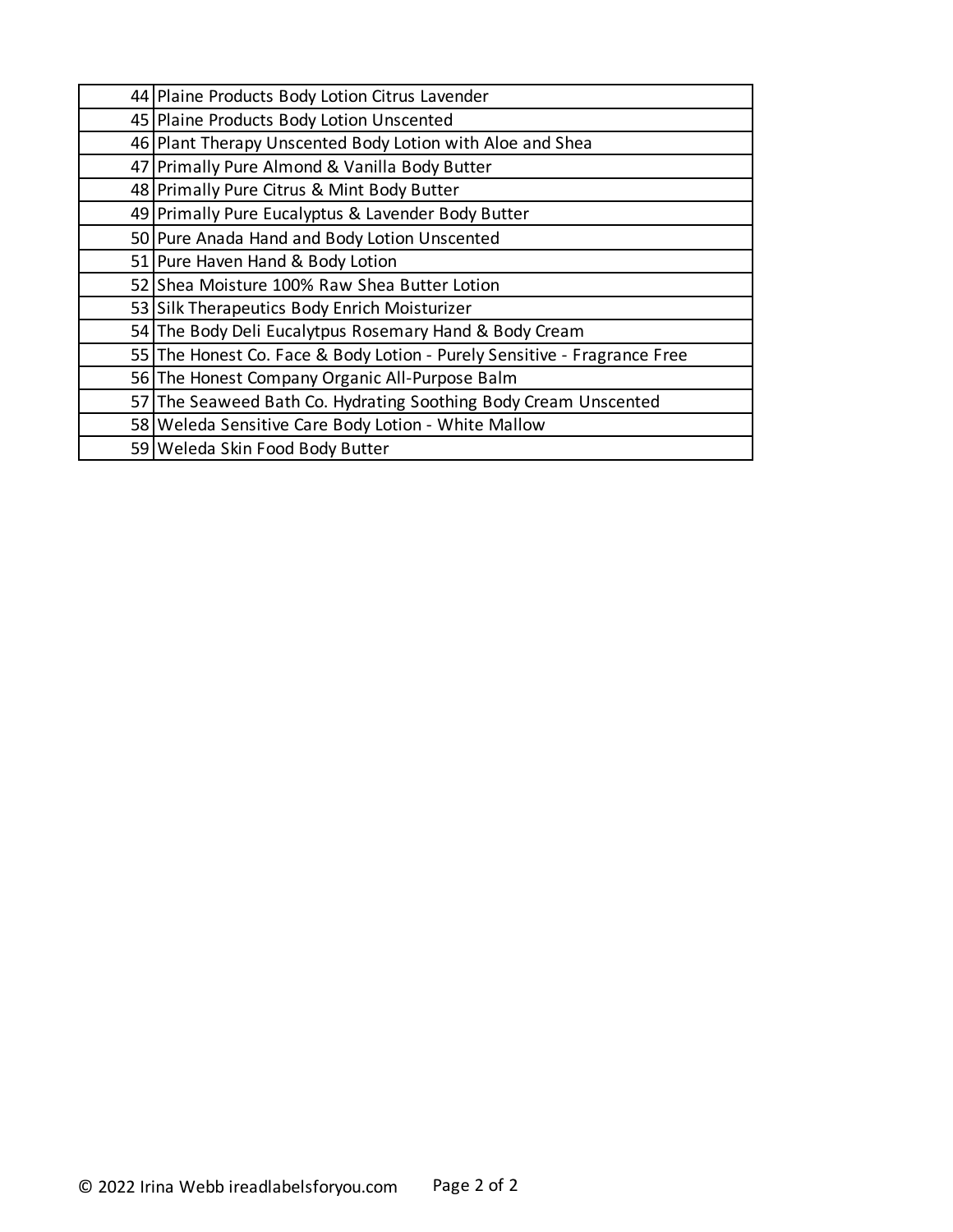| | |
|---|---|
| 44 | Plaine Products Body Lotion Citrus Lavender |
| 45 | Plaine Products Body Lotion Unscented |
| 46 | Plant Therapy Unscented Body Lotion with Aloe and Shea |
| 47 | Primally Pure Almond & Vanilla Body Butter |
| 48 | Primally Pure Citrus & Mint Body Butter |
| 49 | Primally Pure Eucalyptus & Lavender Body Butter |
| 50 | Pure Anada Hand and Body Lotion Unscented |
| 51 | Pure Haven Hand & Body Lotion |
| 52 | Shea Moisture 100% Raw Shea Butter Lotion |
| 53 | Silk Therapeutics Body Enrich Moisturizer |
| 54 | The Body Deli Eucalytpus Rosemary Hand & Body Cream |
| 55 | The Honest Co. Face & Body Lotion - Purely Sensitive - Fragrance Free |
| 56 | The Honest Company Organic All-Purpose Balm |
| 57 | The Seaweed Bath Co. Hydrating Soothing Body Cream Unscented |
| 58 | Weleda Sensitive Care Body Lotion - White Mallow |
| 59 | Weleda Skin Food Body Butter |

© 2022 Irina Webb ireadlabelsforyou.com